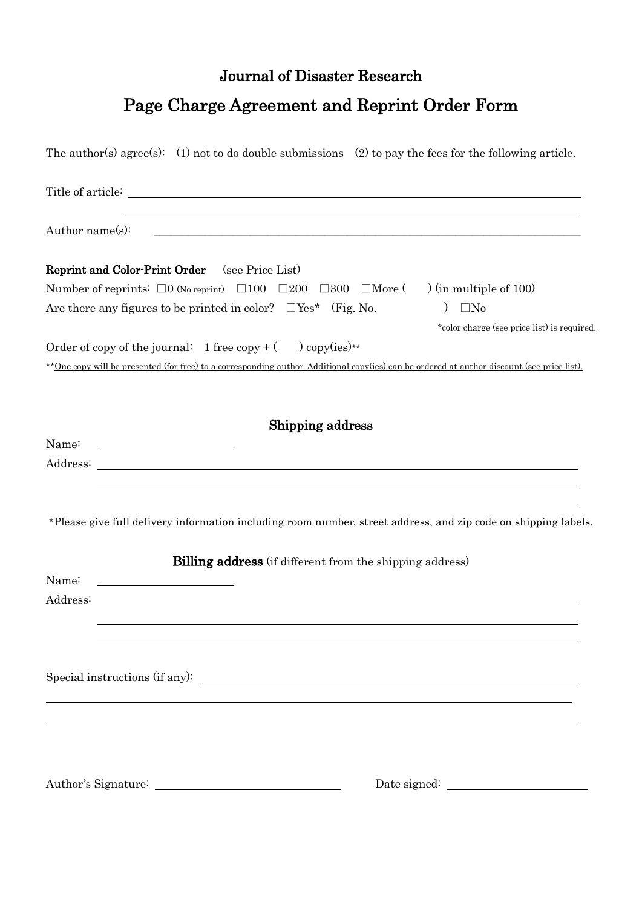# Journal of Disaster Research

## Page Charge Agreement and Reprint Order Form

The author(s) agree(s): (1) not to do double submissions (2) to pay the fees for the following article.

Title of article: ______________________________________________

______________________________________________

Author name(s): ______________________________________________

**Reprint and Color-Print Order** (see Price List)

Number of reprints: □0 (No reprint) □100 □200 □300 □More ( ) (in multiple of 100)

Are there any figures to be printed in color? □Yes* (Fig. No. ) □No

*color charge (see price list) is required.

Order of copy of the journal: 1 free copy + ( ) copy(ies)**

**One copy will be presented (for free) to a corresponding author. Additional copy(ies) can be ordered at author discount (see price list).

### Shipping address

Name: ______________________

Address: ______________________________________________

______________________________________________

______________________________________________

*Please give full delivery information including room number, street address, and zip code on shipping labels.

### Billing address (if different from the shipping address)

Name: ______________________

Address: ______________________________________________

______________________________________________

______________________________________________

Special instructions (if any): ______________________________________________

______________________________________________

______________________________________________

Author's Signature: ______________________ Date signed: ______________________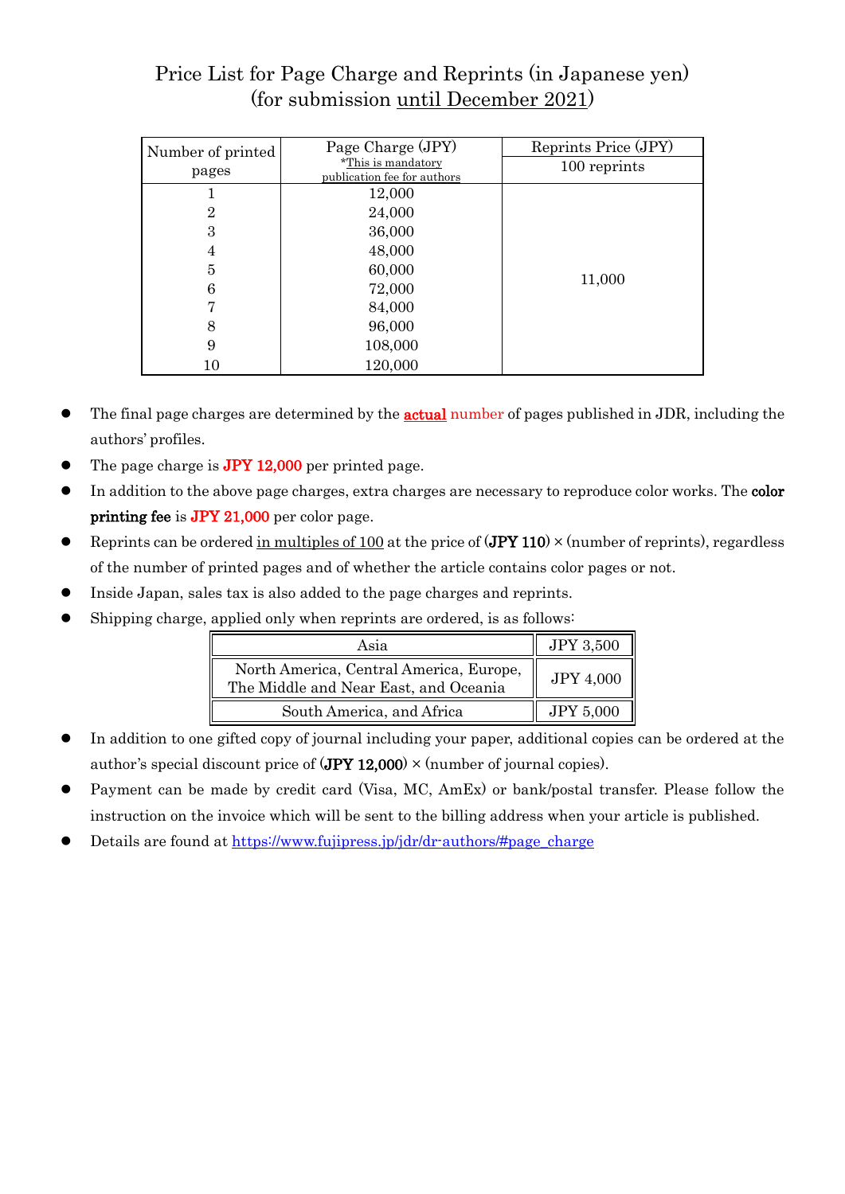# Price List for Page Charge and Reprints (in Japanese yen)
## (for submission until December 2021)

| Number of printed pages | Page Charge (JPY) *This is mandatory publication fee for authors | Reprints Price (JPY) 100 reprints |
|---|---|---|
| 1 | 12,000 | 11,000 |
| 2 | 24,000 | |
| 3 | 36,000 | |
| 4 | 48,000 | |
| 5 | 60,000 | |
| 6 | 72,000 | |
| 7 | 84,000 | |
| 8 | 96,000 | |
| 9 | 108,000 | |
| 10 | 120,000 | |

- The final page charges are determined by the **actual** number of pages published in JDR, including the authors' profiles.
- The page charge is **JPY 12,000** per printed page.
- In addition to the above page charges, extra charges are necessary to reproduce color works. The **color printing fee** is **JPY 21,000** per color page.
- Reprints can be ordered in multiples of 100 at the price of (**JPY 110**) × (number of reprints), regardless of the number of printed pages and of whether the article contains color pages or not.
- Inside Japan, sales tax is also added to the page charges and reprints.
- Shipping charge, applied only when reprints are ordered, is as follows:

| Region | Charge |
|---|---|
| Asia | JPY 3,500 |
| North America, Central America, Europe, The Middle and Near East, and Oceania | JPY 4,000 |
| South America, and Africa | JPY 5,000 |

- In addition to one gifted copy of journal including your paper, additional copies can be ordered at the author's special discount price of (**JPY 12,000**) × (number of journal copies).
- Payment can be made by credit card (Visa, MC, AmEx) or bank/postal transfer. Please follow the instruction on the invoice which will be sent to the billing address when your article is published.
- Details are found at https://www.fujipress.jp/jdr/dr-authors/#page_charge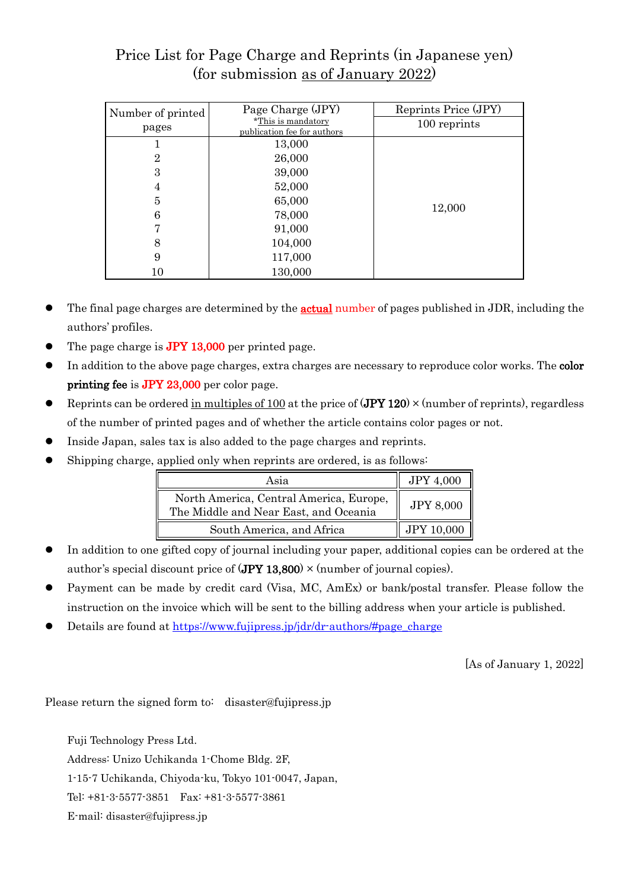# Price List for Page Charge and Reprints (in Japanese yen)
## (for submission as of January 2022)

| Number of printed pages | Page Charge (JPY) *This is mandatory publication fee for authors | Reprints Price (JPY) 100 reprints |
|---|---|---|
| 1 | 13,000 | 12,000 |
| 2 | 26,000 | |
| 3 | 39,000 | |
| 4 | 52,000 | |
| 5 | 65,000 | |
| 6 | 78,000 | |
| 7 | 91,000 | |
| 8 | 104,000 | |
| 9 | 117,000 | |
| 10 | 130,000 | |

- The final page charges are determined by the **actual** number of pages published in JDR, including the authors' profiles.
- The page charge is **JPY 13,000** per printed page.
- In addition to the above page charges, extra charges are necessary to reproduce color works. The **color printing fee** is **JPY 23,000** per color page.
- Reprints can be ordered in multiples of 100 at the price of (**JPY 120**) × (number of reprints), regardless of the number of printed pages and of whether the article contains color pages or not.
- Inside Japan, sales tax is also added to the page charges and reprints.
- Shipping charge, applied only when reprints are ordered, is as follows:

| | |
|---|---|
| Asia | JPY 4,000 |
| North America, Central America, Europe, The Middle and Near East, and Oceania | JPY 8,000 |
| South America, and Africa | JPY 10,000 |

- In addition to one gifted copy of journal including your paper, additional copies can be ordered at the author's special discount price of (**JPY 13,800**) × (number of journal copies).
- Payment can be made by credit card (Visa, MC, AmEx) or bank/postal transfer. Please follow the instruction on the invoice which will be sent to the billing address when your article is published.
- Details are found at https://www.fujipress.jp/jdr/dr-authors/#page_charge

[As of January 1, 2022]

Please return the signed form to: disaster@fujipress.jp

Fuji Technology Press Ltd.
Address: Unizo Uchikanda 1-Chome Bldg. 2F,
1-15-7 Uchikanda, Chiyoda-ku, Tokyo 101-0047, Japan,
Tel: +81-3-5577-3851 Fax: +81-3-5577-3861
E-mail: disaster@fujipress.jp